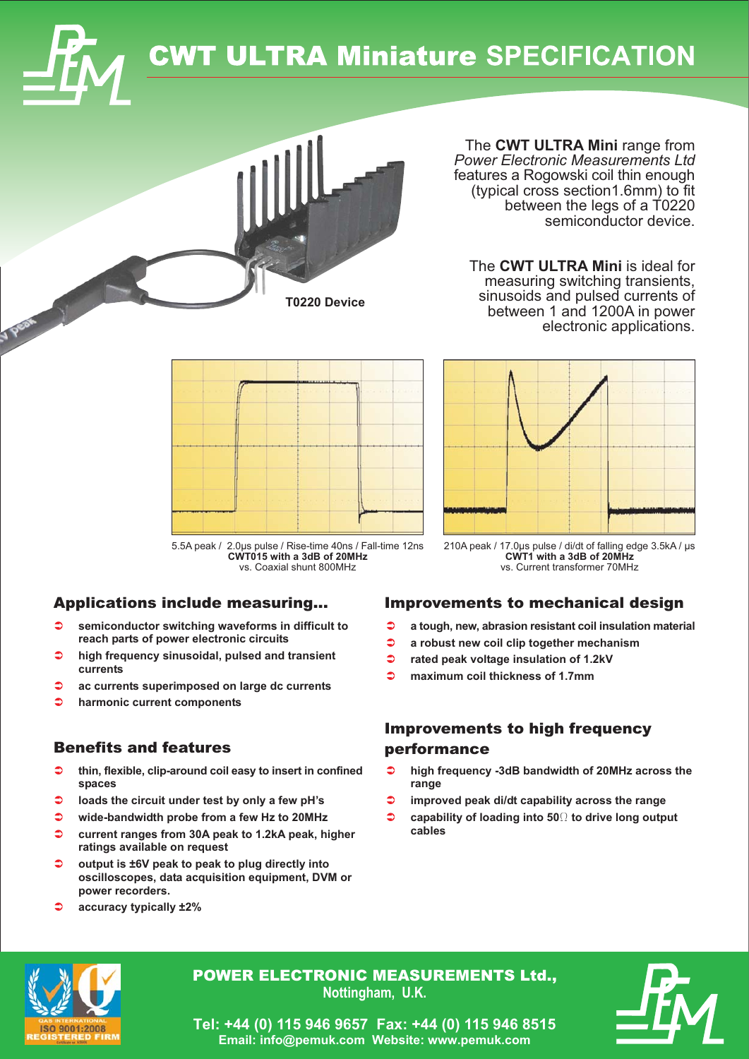# CWT ULTRA Miniature SPECIFICATION

T0220 Device

The **CWT ULTRA Mini** range from *Power Electronic Measurements Ltd* features a Rogowski coil thin enough (typical cross section1.6mm) to fit between the legs of a T0220 semiconductor device.

The **CWT ULTRA Mini** is ideal for measuring switching transients, sinusoids and pulsed currents of between 1 and 1200A in power electronic applications.

5.5A peak / 2.0µs pulse / Rise-time 40ns / Fall-time 12ns
**CWT015 with a 3dB of 20MHz**
vs. Coaxial shunt 800MHz

210A peak / 17.0µs pulse / di/dt of falling edge 3.5kA / µs
**CWT1 with a 3dB of 20MHz**
vs. Current transformer 70MHz

## Applications include measuring...

- **semiconductor switching waveforms in difficult to reach parts of power electronic circuits**
- **high frequency sinusoidal, pulsed and transient currents**
- **ac currents superimposed on large dc currents**
- **harmonic current components**

## Benefits and features

- **thin, flexible, clip-around coil easy to insert in confined spaces**
- **loads the circuit under test by only a few pH's**
- **wide-bandwidth probe from a few Hz to 20MHz**
- **current ranges from 30A peak to 1.2kA peak, higher ratings available on request**
- **output is ±6V peak to peak to plug directly into oscilloscopes, data acquisition equipment, DVM or power recorders.**
- **accuracy typically ±2%**

## Improvements to mechanical design

- **a tough, new, abrasion resistant coil insulation material**
- **a robust new coil clip together mechanism**
- **rated peak voltage insulation of 1.2kV**
- **maximum coil thickness of 1.7mm**

## Improvements to high frequency performance

- **high frequency -3dB bandwidth of 20MHz across the range**
- **improved peak di/dt capability across the range**
- **capability of loading into 50Ω to drive long output cables**

QAS INTERNATIONAL ISO 9001:2008 REGISTERED FIRM

**POWER ELECTRONIC MEASUREMENTS Ltd.,**
**Nottingham, U.K.**

**Tel: +44 (0) 115 946 9657 Fax: +44 (0) 115 946 8515**
**Email: info@pemuk.com Website: www.pemuk.com**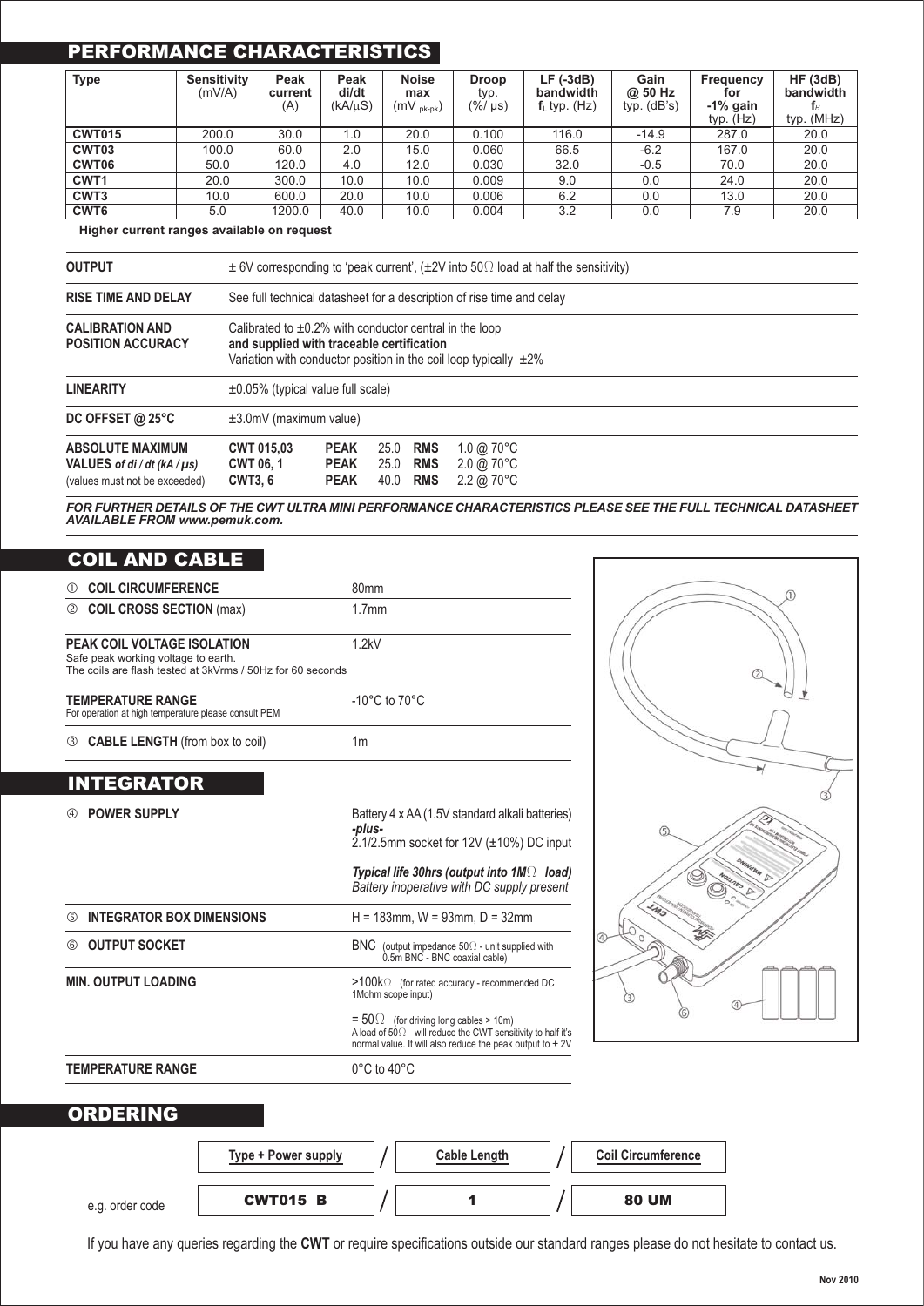## PERFORMANCE CHARACTERISTICS

| Type | Sensitivity (mV/A) | Peak current (A) | Peak di/dt (kA/μS) | Noise max (mV $_{pk-pk}$) | Droop typ. (%/ μs) | LF (-3dB) bandwidth $f_L$ typ. (Hz) | Gain @ 50 Hz typ. (dB's) | Frequency for -1% gain typ. (Hz) | HF (3dB) bandwidth $f_H$ typ. (MHz) |
|---|---|---|---|---|---|---|---|---|---|
| CWT015 | 200.0 | 30.0 | 1.0 | 20.0 | 0.100 | 116.0 | -14.9 | 287.0 | 20.0 |
| CWT03 | 100.0 | 60.0 | 2.0 | 15.0 | 0.060 | 66.5 | -6.2 | 167.0 | 20.0 |
| CWT06 | 50.0 | 120.0 | 4.0 | 12.0 | 0.030 | 32.0 | -0.5 | 70.0 | 20.0 |
| CWT1 | 20.0 | 300.0 | 10.0 | 10.0 | 0.009 | 9.0 | 0.0 | 24.0 | 20.0 |
| CWT3 | 10.0 | 600.0 | 20.0 | 10.0 | 0.006 | 6.2 | 0.0 | 13.0 | 20.0 |
| CWT6 | 5.0 | 1200.0 | 40.0 | 10.0 | 0.004 | 3.2 | 0.0 | 7.9 | 20.0 |

**Higher current ranges available on request**

| | |
|---|---|
| **OUTPUT** | ± 6V corresponding to 'peak current', (±2V into 50Ω load at half the sensitivity) |
| **RISE TIME AND DELAY** | See full technical datasheet for a description of rise time and delay |
| **CALIBRATION AND POSITION ACCURACY** | Calibrated to ±0.2% with conductor central in the loop **and supplied with traceable certification** Variation with conductor position in the coil loop typically ±2% |
| **LINEARITY** | ±0.05% (typical value full scale) |
| **DC OFFSET @ 25°C** | ±3.0mV (maximum value) |

| **ABSOLUTE MAXIMUM VALUES** *of di / dt (kA / μs)* (values must not be exceeded) | | | | | |
|---|---|---|---|---|---|
| | **CWT 015,03** | **PEAK** 25.0 | **RMS** | 1.0 @ 70°C |
| | **CWT 06, 1** | **PEAK** 25.0 | **RMS** | 2.0 @ 70°C |
| | **CWT3, 6** | **PEAK** 40.0 | **RMS** | 2.2 @ 70°C |

***FOR FURTHER DETAILS OF THE CWT ULTRA MINI PERFORMANCE CHARACTERISTICS PLEASE SEE THE FULL TECHNICAL DATASHEET AVAILABLE FROM www.pemuk.com.***

## COIL AND CABLE

| | |
|---|---|
| ① **COIL CIRCUMFERENCE** | 80mm |
| ② **COIL CROSS SECTION** (max) | 1.7mm |
| **PEAK COIL VOLTAGE ISOLATION** Safe peak working voltage to earth. The coils are flash tested at 3kVrms / 50Hz for 60 seconds | 1.2kV |
| **TEMPERATURE RANGE** For operation at high temperature please consult PEM | -10°C to 70°C |
| ③ **CABLE LENGTH** (from box to coil) | 1m |

## INTEGRATOR

| | |
|---|---|
| ④ **POWER SUPPLY** | Battery 4 x AA (1.5V standard alkali batteries) ***-plus-*** 2.1/2.5mm socket for 12V (±10%) DC input. ***Typical life 30hrs (output into 1MΩ load)*** *Battery inoperative with DC supply present* |
| ⑤ **INTEGRATOR BOX DIMENSIONS** | H = 183mm, W = 93mm, D = 32mm |
| ⑥ **OUTPUT SOCKET** | BNC (output impedance 50Ω - unit supplied with 0.5m BNC - BNC coaxial cable) |
| **MIN. OUTPUT LOADING** | ≥100kΩ (for rated accuracy - recommended DC 1Mohm scope input) = 50Ω (for driving long cables > 10m) A load of 50Ω will reduce the CWT sensitivity to half it's normal value. It will also reduce the peak output to ± 2V |
| **TEMPERATURE RANGE** | 0°C to 40°C |

## ORDERING

| Type + Power supply | / | Cable Length | / | Coil Circumference |
|---|---|---|---|---|
| **CWT015 B** | / | **1** | / | **80 UM** |

e.g. order code

If you have any queries regarding the **CWT** or require specifications outside our standard ranges please do not hesitate to contact us.

Nov 2010